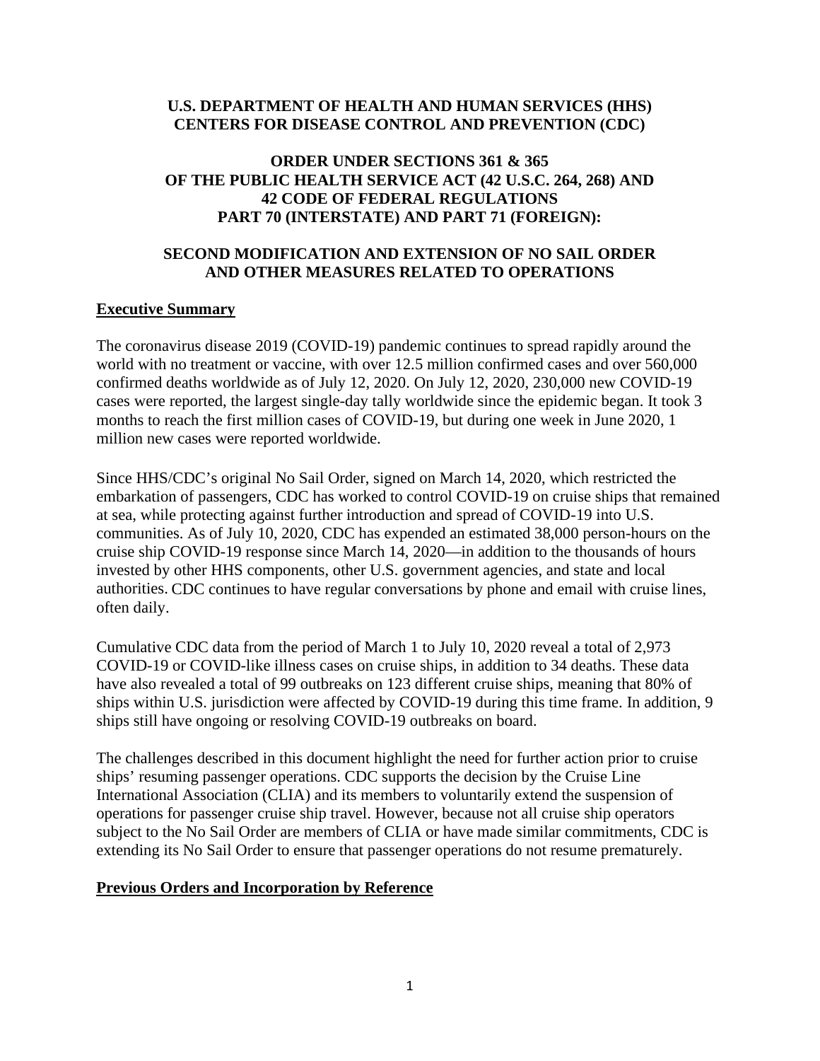**U.S. DEPARTMENT OF HEALTH AND HUMAN SERVICES (HHS)**
**CENTERS FOR DISEASE CONTROL AND PREVENTION (CDC)**

**ORDER UNDER SECTIONS 361 & 365**
**OF THE PUBLIC HEALTH SERVICE ACT (42 U.S.C. 264, 268) AND**
**42 CODE OF FEDERAL REGULATIONS**
**PART 70 (INTERSTATE) AND PART 71 (FOREIGN):**

**SECOND MODIFICATION AND EXTENSION OF NO SAIL ORDER**
**AND OTHER MEASURES RELATED TO OPERATIONS**

## Executive Summary

The coronavirus disease 2019 (COVID-19) pandemic continues to spread rapidly around the world with no treatment or vaccine, with over 12.5 million confirmed cases and over 560,000 confirmed deaths worldwide as of July 12, 2020. On July 12, 2020, 230,000 new COVID-19 cases were reported, the largest single-day tally worldwide since the epidemic began. It took 3 months to reach the first million cases of COVID-19, but during one week in June 2020, 1 million new cases were reported worldwide.

Since HHS/CDC's original No Sail Order, signed on March 14, 2020, which restricted the embarkation of passengers, CDC has worked to control COVID-19 on cruise ships that remained at sea, while protecting against further introduction and spread of COVID-19 into U.S. communities. As of July 10, 2020, CDC has expended an estimated 38,000 person-hours on the cruise ship COVID-19 response since March 14, 2020—in addition to the thousands of hours invested by other HHS components, other U.S. government agencies, and state and local authorities. CDC continues to have regular conversations by phone and email with cruise lines, often daily.

Cumulative CDC data from the period of March 1 to July 10, 2020 reveal a total of 2,973 COVID-19 or COVID-like illness cases on cruise ships, in addition to 34 deaths. These data have also revealed a total of 99 outbreaks on 123 different cruise ships, meaning that 80% of ships within U.S. jurisdiction were affected by COVID-19 during this time frame. In addition, 9 ships still have ongoing or resolving COVID-19 outbreaks on board.

The challenges described in this document highlight the need for further action prior to cruise ships' resuming passenger operations. CDC supports the decision by the Cruise Line International Association (CLIA) and its members to voluntarily extend the suspension of operations for passenger cruise ship travel. However, because not all cruise ship operators subject to the No Sail Order are members of CLIA or have made similar commitments, CDC is extending its No Sail Order to ensure that passenger operations do not resume prematurely.

## Previous Orders and Incorporation by Reference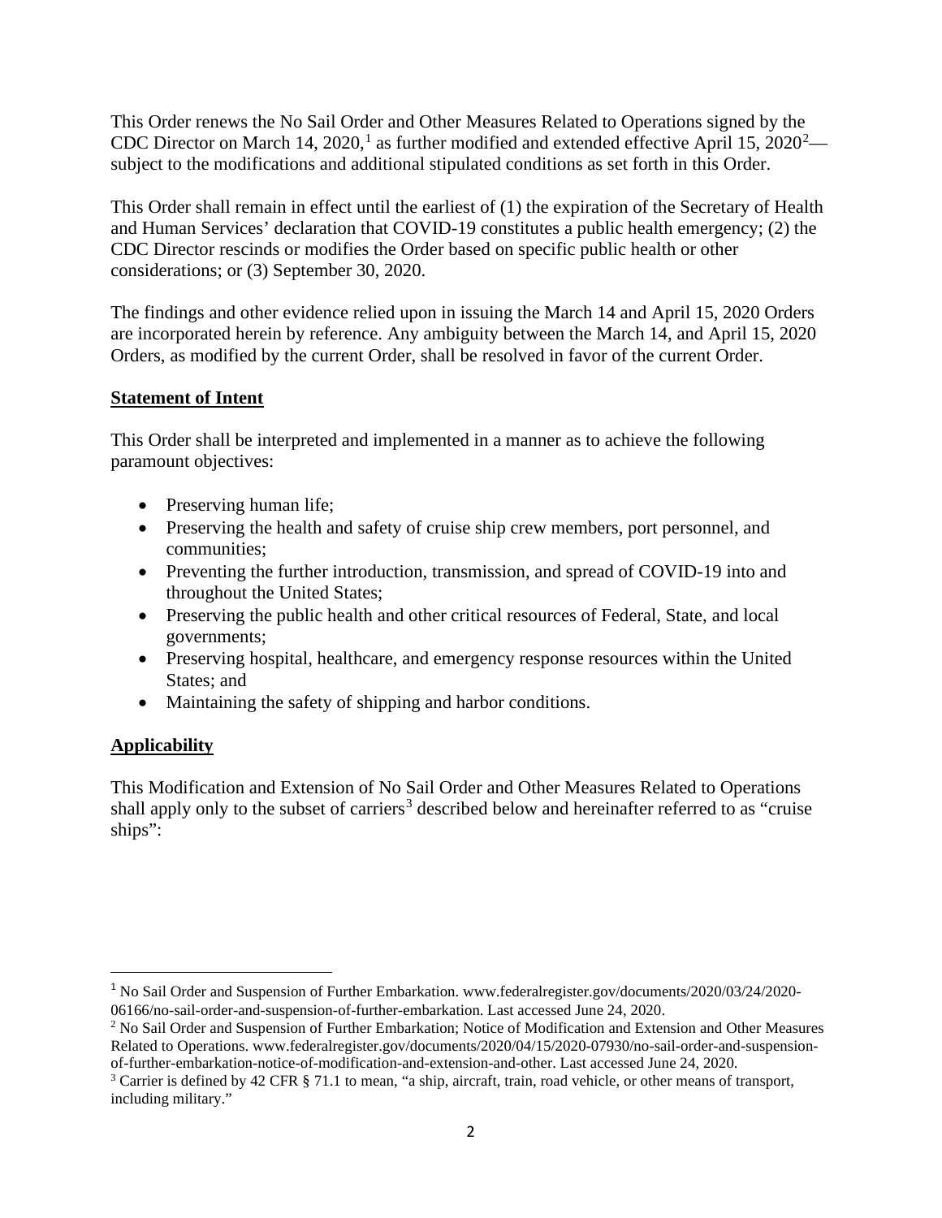This Order renews the No Sail Order and Other Measures Related to Operations signed by the CDC Director on March 14, 2020,[1] as further modified and extended effective April 15, 2020[2]—subject to the modifications and additional stipulated conditions as set forth in this Order.

This Order shall remain in effect until the earliest of (1) the expiration of the Secretary of Health and Human Services' declaration that COVID-19 constitutes a public health emergency; (2) the CDC Director rescinds or modifies the Order based on specific public health or other considerations; or (3) September 30, 2020.

The findings and other evidence relied upon in issuing the March 14 and April 15, 2020 Orders are incorporated herein by reference. Any ambiguity between the March 14, and April 15, 2020 Orders, as modified by the current Order, shall be resolved in favor of the current Order.

**Statement of Intent**

This Order shall be interpreted and implemented in a manner as to achieve the following paramount objectives:

- Preserving human life;
- Preserving the health and safety of cruise ship crew members, port personnel, and communities;
- Preventing the further introduction, transmission, and spread of COVID-19 into and throughout the United States;
- Preserving the public health and other critical resources of Federal, State, and local governments;
- Preserving hospital, healthcare, and emergency response resources within the United States; and
- Maintaining the safety of shipping and harbor conditions.

**Applicability**

This Modification and Extension of No Sail Order and Other Measures Related to Operations shall apply only to the subset of carriers[3] described below and hereinafter referred to as "cruise ships":

---

[1] No Sail Order and Suspension of Further Embarkation. www.federalregister.gov/documents/2020/03/24/2020-06166/no-sail-order-and-suspension-of-further-embarkation. Last accessed June 24, 2020.

[2] No Sail Order and Suspension of Further Embarkation; Notice of Modification and Extension and Other Measures Related to Operations. www.federalregister.gov/documents/2020/04/15/2020-07930/no-sail-order-and-suspension-of-further-embarkation-notice-of-modification-and-extension-and-other. Last accessed June 24, 2020.

[3] Carrier is defined by 42 CFR § 71.1 to mean, "a ship, aircraft, train, road vehicle, or other means of transport, including military."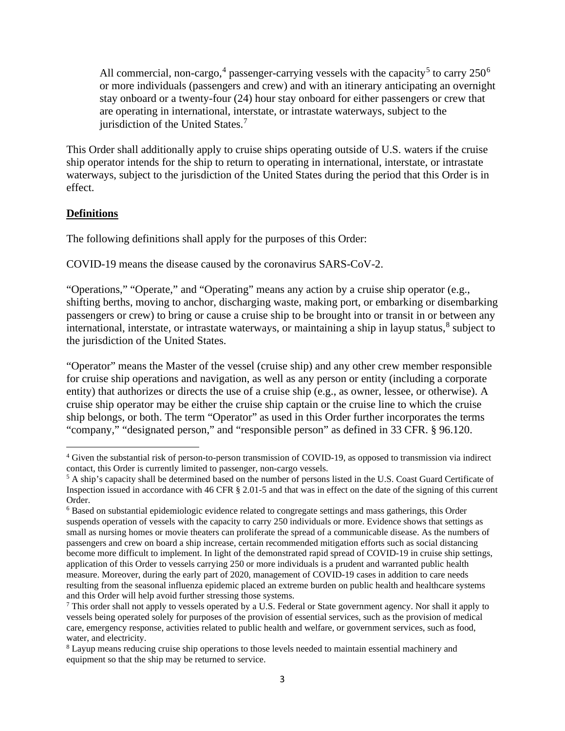> All commercial, non-cargo,[4] passenger-carrying vessels with the capacity[5] to carry 250[6] or more individuals (passengers and crew) and with an itinerary anticipating an overnight stay onboard or a twenty-four (24) hour stay onboard for either passengers or crew that are operating in international, interstate, or intrastate waterways, subject to the jurisdiction of the United States.[7]

This Order shall additionally apply to cruise ships operating outside of U.S. waters if the cruise ship operator intends for the ship to return to operating in international, interstate, or intrastate waterways, subject to the jurisdiction of the United States during the period that this Order is in effect.

## Definitions

The following definitions shall apply for the purposes of this Order:

COVID-19 means the disease caused by the coronavirus SARS-CoV-2.

"Operations," "Operate," and "Operating" means any action by a cruise ship operator (e.g., shifting berths, moving to anchor, discharging waste, making port, or embarking or disembarking passengers or crew) to bring or cause a cruise ship to be brought into or transit in or between any international, interstate, or intrastate waterways, or maintaining a ship in layup status,[8] subject to the jurisdiction of the United States.

"Operator" means the Master of the vessel (cruise ship) and any other crew member responsible for cruise ship operations and navigation, as well as any person or entity (including a corporate entity) that authorizes or directs the use of a cruise ship (e.g., as owner, lessee, or otherwise). A cruise ship operator may be either the cruise ship captain or the cruise line to which the cruise ship belongs, or both. The term "Operator" as used in this Order further incorporates the terms "company," "designated person," and "responsible person" as defined in 33 CFR. § 96.120.

---

[4] Given the substantial risk of person-to-person transmission of COVID-19, as opposed to transmission via indirect contact, this Order is currently limited to passenger, non-cargo vessels.

[5] A ship's capacity shall be determined based on the number of persons listed in the U.S. Coast Guard Certificate of Inspection issued in accordance with 46 CFR § 2.01-5 and that was in effect on the date of the signing of this current Order.

[6] Based on substantial epidemiologic evidence related to congregate settings and mass gatherings, this Order suspends operation of vessels with the capacity to carry 250 individuals or more. Evidence shows that settings as small as nursing homes or movie theaters can proliferate the spread of a communicable disease. As the numbers of passengers and crew on board a ship increase, certain recommended mitigation efforts such as social distancing become more difficult to implement. In light of the demonstrated rapid spread of COVID-19 in cruise ship settings, application of this Order to vessels carrying 250 or more individuals is a prudent and warranted public health measure. Moreover, during the early part of 2020, management of COVID-19 cases in addition to care needs resulting from the seasonal influenza epidemic placed an extreme burden on public health and healthcare systems and this Order will help avoid further stressing those systems.

[7] This order shall not apply to vessels operated by a U.S. Federal or State government agency. Nor shall it apply to vessels being operated solely for purposes of the provision of essential services, such as the provision of medical care, emergency response, activities related to public health and welfare, or government services, such as food, water, and electricity.

[8] Layup means reducing cruise ship operations to those levels needed to maintain essential machinery and equipment so that the ship may be returned to service.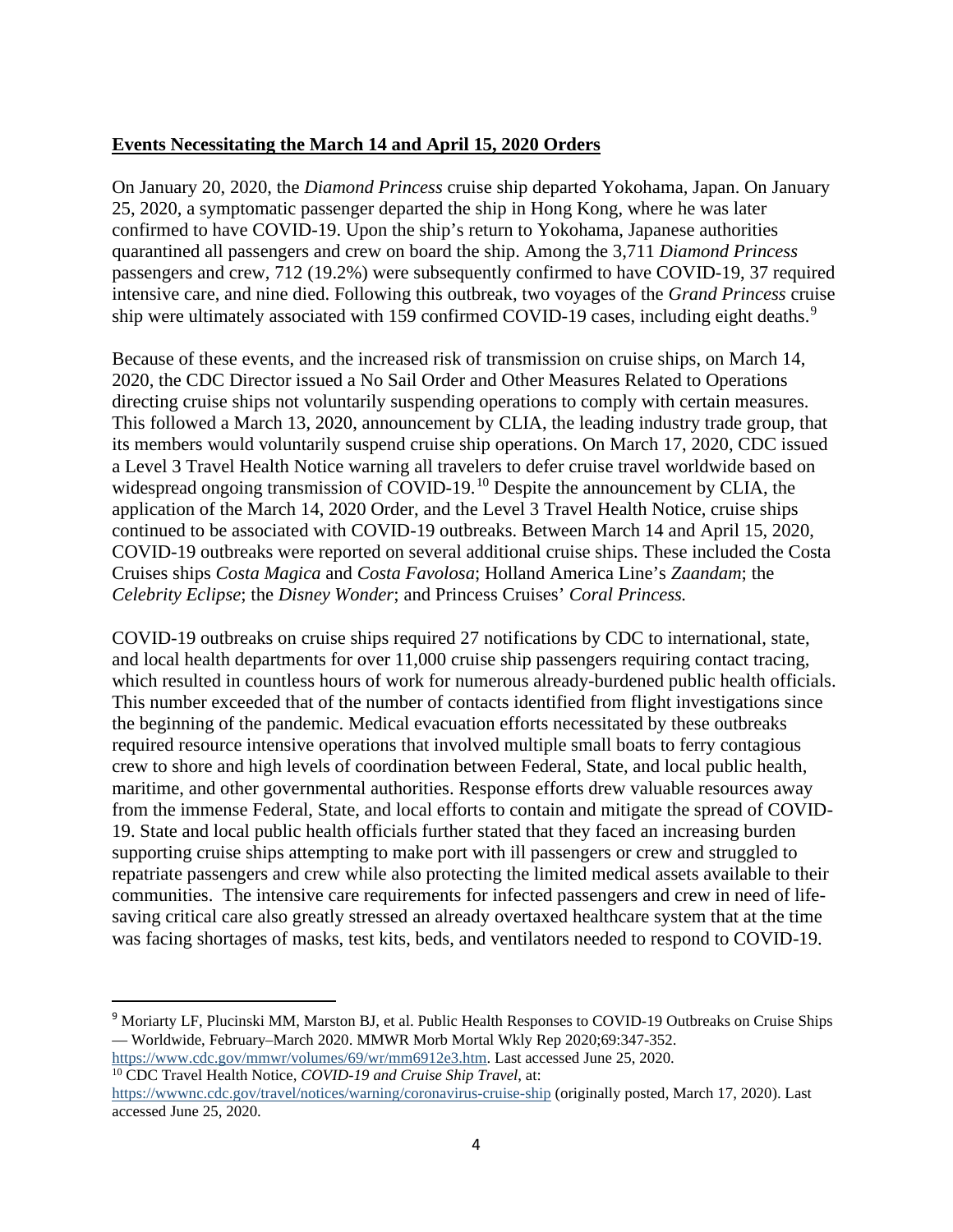**Events Necessitating the March 14 and April 15, 2020 Orders**

On January 20, 2020, the *Diamond Princess* cruise ship departed Yokohama, Japan. On January 25, 2020, a symptomatic passenger departed the ship in Hong Kong, where he was later confirmed to have COVID-19. Upon the ship's return to Yokohama, Japanese authorities quarantined all passengers and crew on board the ship. Among the 3,711 *Diamond Princess* passengers and crew, 712 (19.2%) were subsequently confirmed to have COVID-19, 37 required intensive care, and nine died. Following this outbreak, two voyages of the *Grand Princess* cruise ship were ultimately associated with 159 confirmed COVID-19 cases, including eight deaths.[9]

Because of these events, and the increased risk of transmission on cruise ships, on March 14, 2020, the CDC Director issued a No Sail Order and Other Measures Related to Operations directing cruise ships not voluntarily suspending operations to comply with certain measures. This followed a March 13, 2020, announcement by CLIA, the leading industry trade group, that its members would voluntarily suspend cruise ship operations. On March 17, 2020, CDC issued a Level 3 Travel Health Notice warning all travelers to defer cruise travel worldwide based on widespread ongoing transmission of COVID-19.[10] Despite the announcement by CLIA, the application of the March 14, 2020 Order, and the Level 3 Travel Health Notice, cruise ships continued to be associated with COVID-19 outbreaks. Between March 14 and April 15, 2020, COVID-19 outbreaks were reported on several additional cruise ships. These included the Costa Cruises ships *Costa Magica* and *Costa Favolosa*; Holland America Line's *Zaandam*; the *Celebrity Eclipse*; the *Disney Wonder*; and Princess Cruises' *Coral Princess.*

COVID-19 outbreaks on cruise ships required 27 notifications by CDC to international, state, and local health departments for over 11,000 cruise ship passengers requiring contact tracing, which resulted in countless hours of work for numerous already-burdened public health officials. This number exceeded that of the number of contacts identified from flight investigations since the beginning of the pandemic. Medical evacuation efforts necessitated by these outbreaks required resource intensive operations that involved multiple small boats to ferry contagious crew to shore and high levels of coordination between Federal, State, and local public health, maritime, and other governmental authorities. Response efforts drew valuable resources away from the immense Federal, State, and local efforts to contain and mitigate the spread of COVID-19. State and local public health officials further stated that they faced an increasing burden supporting cruise ships attempting to make port with ill passengers or crew and struggled to repatriate passengers and crew while also protecting the limited medical assets available to their communities. The intensive care requirements for infected passengers and crew in need of life-saving critical care also greatly stressed an already overtaxed healthcare system that at the time was facing shortages of masks, test kits, beds, and ventilators needed to respond to COVID-19.

---

[9] Moriarty LF, Plucinski MM, Marston BJ, et al. Public Health Responses to COVID-19 Outbreaks on Cruise Ships — Worldwide, February–March 2020. MMWR Morb Mortal Wkly Rep 2020;69:347-352. https://www.cdc.gov/mmwr/volumes/69/wr/mm6912e3.htm. Last accessed June 25, 2020.

[10] CDC Travel Health Notice, *COVID-19 and Cruise Ship Travel*, at: https://wwwnc.cdc.gov/travel/notices/warning/coronavirus-cruise-ship (originally posted, March 17, 2020). Last accessed June 25, 2020.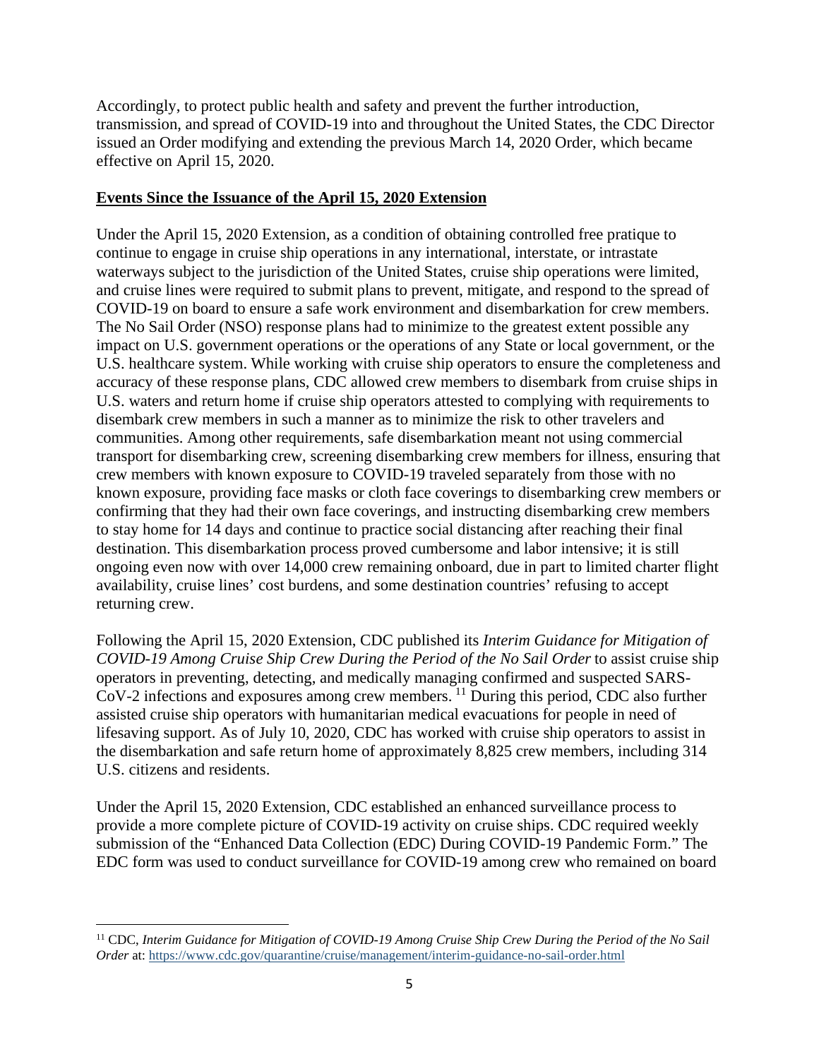Accordingly, to protect public health and safety and prevent the further introduction, transmission, and spread of COVID-19 into and throughout the United States, the CDC Director issued an Order modifying and extending the previous March 14, 2020 Order, which became effective on April 15, 2020.

## **Events Since the Issuance of the April 15, 2020 Extension**

Under the April 15, 2020 Extension, as a condition of obtaining controlled free pratique to continue to engage in cruise ship operations in any international, interstate, or intrastate waterways subject to the jurisdiction of the United States, cruise ship operations were limited, and cruise lines were required to submit plans to prevent, mitigate, and respond to the spread of COVID-19 on board to ensure a safe work environment and disembarkation for crew members. The No Sail Order (NSO) response plans had to minimize to the greatest extent possible any impact on U.S. government operations or the operations of any State or local government, or the U.S. healthcare system. While working with cruise ship operators to ensure the completeness and accuracy of these response plans, CDC allowed crew members to disembark from cruise ships in U.S. waters and return home if cruise ship operators attested to complying with requirements to disembark crew members in such a manner as to minimize the risk to other travelers and communities. Among other requirements, safe disembarkation meant not using commercial transport for disembarking crew, screening disembarking crew members for illness, ensuring that crew members with known exposure to COVID-19 traveled separately from those with no known exposure, providing face masks or cloth face coverings to disembarking crew members or confirming that they had their own face coverings, and instructing disembarking crew members to stay home for 14 days and continue to practice social distancing after reaching their final destination. This disembarkation process proved cumbersome and labor intensive; it is still ongoing even now with over 14,000 crew remaining onboard, due in part to limited charter flight availability, cruise lines' cost burdens, and some destination countries' refusing to accept returning crew.

Following the April 15, 2020 Extension, CDC published its *Interim Guidance for Mitigation of COVID-19 Among Cruise Ship Crew During the Period of the No Sail Order* to assist cruise ship operators in preventing, detecting, and medically managing confirmed and suspected SARS-CoV-2 infections and exposures among crew members.[11] During this period, CDC also further assisted cruise ship operators with humanitarian medical evacuations for people in need of lifesaving support. As of July 10, 2020, CDC has worked with cruise ship operators to assist in the disembarkation and safe return home of approximately 8,825 crew members, including 314 U.S. citizens and residents.

Under the April 15, 2020 Extension, CDC established an enhanced surveillance process to provide a more complete picture of COVID-19 activity on cruise ships. CDC required weekly submission of the "Enhanced Data Collection (EDC) During COVID-19 Pandemic Form." The EDC form was used to conduct surveillance for COVID-19 among crew who remained on board

---

[11] CDC, *Interim Guidance for Mitigation of COVID-19 Among Cruise Ship Crew During the Period of the No Sail Order* at: https://www.cdc.gov/quarantine/cruise/management/interim-guidance-no-sail-order.html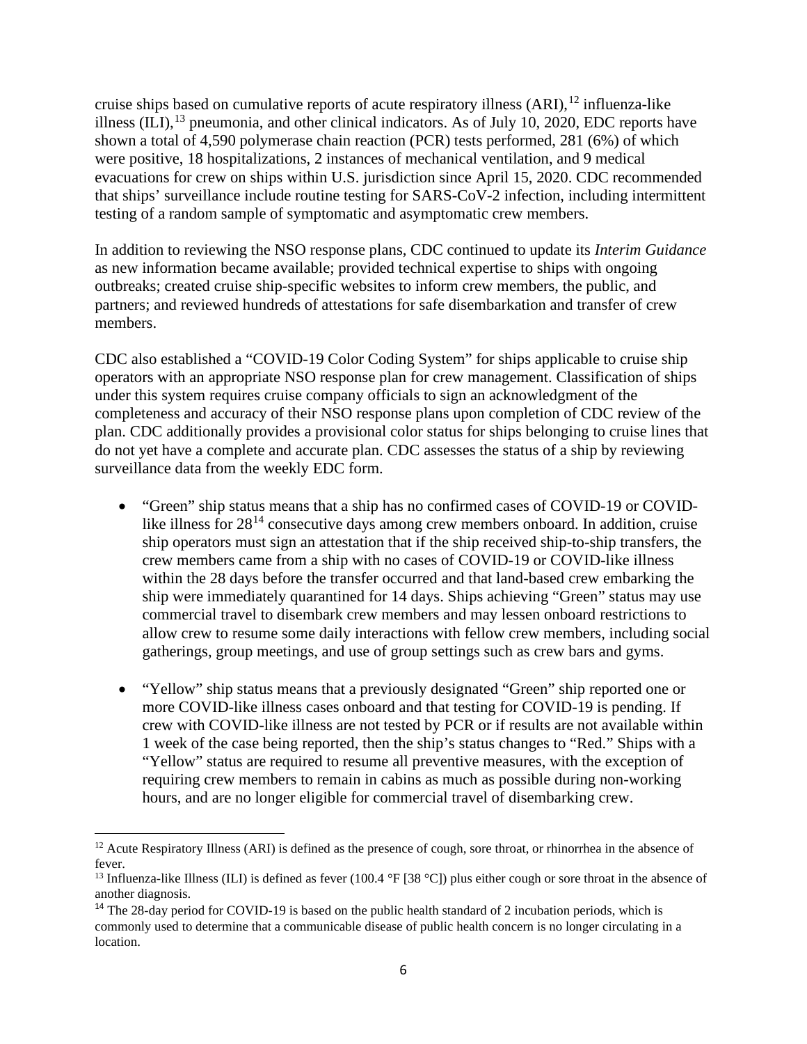cruise ships based on cumulative reports of acute respiratory illness (ARI),[12] influenza-like illness (ILI),[13] pneumonia, and other clinical indicators. As of July 10, 2020, EDC reports have shown a total of 4,590 polymerase chain reaction (PCR) tests performed, 281 (6%) of which were positive, 18 hospitalizations, 2 instances of mechanical ventilation, and 9 medical evacuations for crew on ships within U.S. jurisdiction since April 15, 2020. CDC recommended that ships' surveillance include routine testing for SARS-CoV-2 infection, including intermittent testing of a random sample of symptomatic and asymptomatic crew members.

In addition to reviewing the NSO response plans, CDC continued to update its *Interim Guidance* as new information became available; provided technical expertise to ships with ongoing outbreaks; created cruise ship-specific websites to inform crew members, the public, and partners; and reviewed hundreds of attestations for safe disembarkation and transfer of crew members.

CDC also established a "COVID-19 Color Coding System" for ships applicable to cruise ship operators with an appropriate NSO response plan for crew management. Classification of ships under this system requires cruise company officials to sign an acknowledgment of the completeness and accuracy of their NSO response plans upon completion of CDC review of the plan. CDC additionally provides a provisional color status for ships belonging to cruise lines that do not yet have a complete and accurate plan. CDC assesses the status of a ship by reviewing surveillance data from the weekly EDC form.

- "Green" ship status means that a ship has no confirmed cases of COVID-19 or COVID-like illness for 28[14] consecutive days among crew members onboard. In addition, cruise ship operators must sign an attestation that if the ship received ship-to-ship transfers, the crew members came from a ship with no cases of COVID-19 or COVID-like illness within the 28 days before the transfer occurred and that land-based crew embarking the ship were immediately quarantined for 14 days. Ships achieving "Green" status may use commercial travel to disembark crew members and may lessen onboard restrictions to allow crew to resume some daily interactions with fellow crew members, including social gatherings, group meetings, and use of group settings such as crew bars and gyms.

- "Yellow" ship status means that a previously designated "Green" ship reported one or more COVID-like illness cases onboard and that testing for COVID-19 is pending. If crew with COVID-like illness are not tested by PCR or if results are not available within 1 week of the case being reported, then the ship's status changes to "Red." Ships with a "Yellow" status are required to resume all preventive measures, with the exception of requiring crew members to remain in cabins as much as possible during non-working hours, and are no longer eligible for commercial travel of disembarking crew.

---

[12] Acute Respiratory Illness (ARI) is defined as the presence of cough, sore throat, or rhinorrhea in the absence of fever.

[13] Influenza-like Illness (ILI) is defined as fever (100.4 °F [38 °C]) plus either cough or sore throat in the absence of another diagnosis.

[14] The 28-day period for COVID-19 is based on the public health standard of 2 incubation periods, which is commonly used to determine that a communicable disease of public health concern is no longer circulating in a location.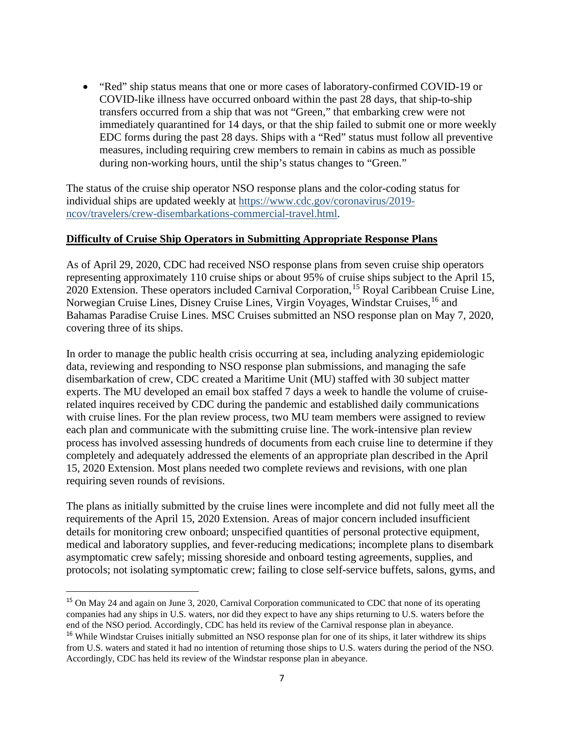- "Red" ship status means that one or more cases of laboratory-confirmed COVID-19 or COVID-like illness have occurred onboard within the past 28 days, that ship-to-ship transfers occurred from a ship that was not "Green," that embarking crew were not immediately quarantined for 14 days, or that the ship failed to submit one or more weekly EDC forms during the past 28 days. Ships with a "Red" status must follow all preventive measures, including requiring crew members to remain in cabins as much as possible during non-working hours, until the ship's status changes to "Green."

The status of the cruise ship operator NSO response plans and the color-coding status for individual ships are updated weekly at [https://www.cdc.gov/coronavirus/2019-ncov/travelers/crew-disembarkations-commercial-travel.html](https://www.cdc.gov/coronavirus/2019-ncov/travelers/crew-disembarkations-commercial-travel.html).

**Difficulty of Cruise Ship Operators in Submitting Appropriate Response Plans**

As of April 29, 2020, CDC had received NSO response plans from seven cruise ship operators representing approximately 110 cruise ships or about 95% of cruise ships subject to the April 15, 2020 Extension. These operators included Carnival Corporation,[15] Royal Caribbean Cruise Line, Norwegian Cruise Lines, Disney Cruise Lines, Virgin Voyages, Windstar Cruises,[16] and Bahamas Paradise Cruise Lines. MSC Cruises submitted an NSO response plan on May 7, 2020, covering three of its ships.

In order to manage the public health crisis occurring at sea, including analyzing epidemiologic data, reviewing and responding to NSO response plan submissions, and managing the safe disembarkation of crew, CDC created a Maritime Unit (MU) staffed with 30 subject matter experts. The MU developed an email box staffed 7 days a week to handle the volume of cruise-related inquires received by CDC during the pandemic and established daily communications with cruise lines. For the plan review process, two MU team members were assigned to review each plan and communicate with the submitting cruise line. The work-intensive plan review process has involved assessing hundreds of documents from each cruise line to determine if they completely and adequately addressed the elements of an appropriate plan described in the April 15, 2020 Extension. Most plans needed two complete reviews and revisions, with one plan requiring seven rounds of revisions.

The plans as initially submitted by the cruise lines were incomplete and did not fully meet all the requirements of the April 15, 2020 Extension. Areas of major concern included insufficient details for monitoring crew onboard; unspecified quantities of personal protective equipment, medical and laboratory supplies, and fever-reducing medications; incomplete plans to disembark asymptomatic crew safely; missing shoreside and onboard testing agreements, supplies, and protocols; not isolating symptomatic crew; failing to close self-service buffets, salons, gyms, and

[15] On May 24 and again on June 3, 2020, Carnival Corporation communicated to CDC that none of its operating companies had any ships in U.S. waters, nor did they expect to have any ships returning to U.S. waters before the end of the NSO period. Accordingly, CDC has held its review of the Carnival response plan in abeyance.

[16] While Windstar Cruises initially submitted an NSO response plan for one of its ships, it later withdrew its ships from U.S. waters and stated it had no intention of returning those ships to U.S. waters during the period of the NSO. Accordingly, CDC has held its review of the Windstar response plan in abeyance.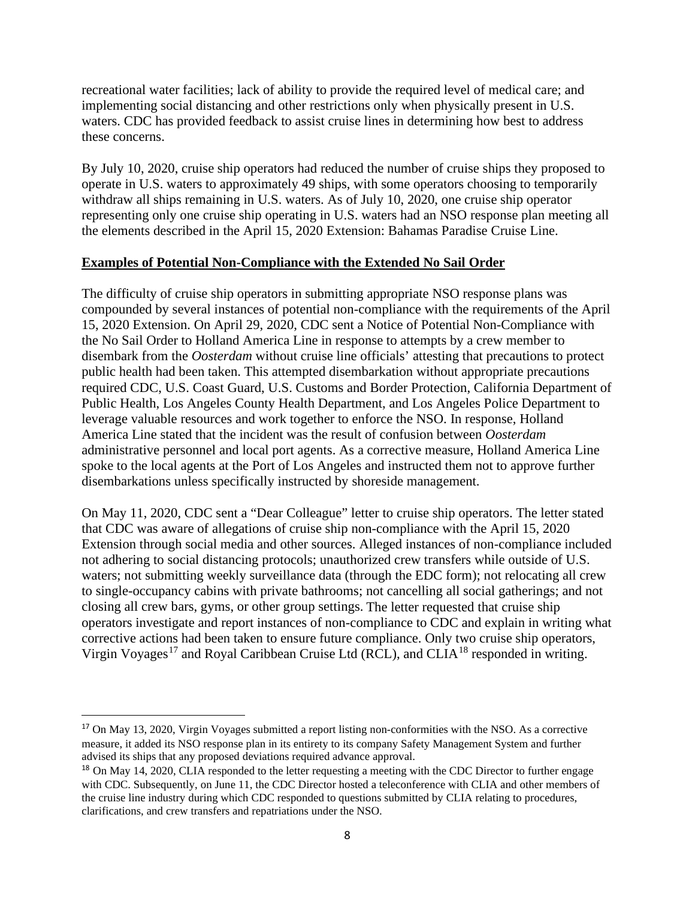recreational water facilities; lack of ability to provide the required level of medical care; and implementing social distancing and other restrictions only when physically present in U.S. waters. CDC has provided feedback to assist cruise lines in determining how best to address these concerns.

By July 10, 2020, cruise ship operators had reduced the number of cruise ships they proposed to operate in U.S. waters to approximately 49 ships, with some operators choosing to temporarily withdraw all ships remaining in U.S. waters. As of July 10, 2020, one cruise ship operator representing only one cruise ship operating in U.S. waters had an NSO response plan meeting all the elements described in the April 15, 2020 Extension: Bahamas Paradise Cruise Line.

**Examples of Potential Non-Compliance with the Extended No Sail Order**

The difficulty of cruise ship operators in submitting appropriate NSO response plans was compounded by several instances of potential non-compliance with the requirements of the April 15, 2020 Extension. On April 29, 2020, CDC sent a Notice of Potential Non-Compliance with the No Sail Order to Holland America Line in response to attempts by a crew member to disembark from the *Oosterdam* without cruise line officials' attesting that precautions to protect public health had been taken. This attempted disembarkation without appropriate precautions required CDC, U.S. Coast Guard, U.S. Customs and Border Protection, California Department of Public Health, Los Angeles County Health Department, and Los Angeles Police Department to leverage valuable resources and work together to enforce the NSO. In response, Holland America Line stated that the incident was the result of confusion between *Oosterdam* administrative personnel and local port agents. As a corrective measure, Holland America Line spoke to the local agents at the Port of Los Angeles and instructed them not to approve further disembarkations unless specifically instructed by shoreside management.

On May 11, 2020, CDC sent a "Dear Colleague" letter to cruise ship operators. The letter stated that CDC was aware of allegations of cruise ship non-compliance with the April 15, 2020 Extension through social media and other sources. Alleged instances of non-compliance included not adhering to social distancing protocols; unauthorized crew transfers while outside of U.S. waters; not submitting weekly surveillance data (through the EDC form); not relocating all crew to single-occupancy cabins with private bathrooms; not cancelling all social gatherings; and not closing all crew bars, gyms, or other group settings. The letter requested that cruise ship operators investigate and report instances of non-compliance to CDC and explain in writing what corrective actions had been taken to ensure future compliance. Only two cruise ship operators, Virgin Voyages[17] and Royal Caribbean Cruise Ltd (RCL), and CLIA[18] responded in writing.

---

[17] On May 13, 2020, Virgin Voyages submitted a report listing non-conformities with the NSO. As a corrective measure, it added its NSO response plan in its entirety to its company Safety Management System and further advised its ships that any proposed deviations required advance approval.

[18] On May 14, 2020, CLIA responded to the letter requesting a meeting with the CDC Director to further engage with CDC. Subsequently, on June 11, the CDC Director hosted a teleconference with CLIA and other members of the cruise line industry during which CDC responded to questions submitted by CLIA relating to procedures, clarifications, and crew transfers and repatriations under the NSO.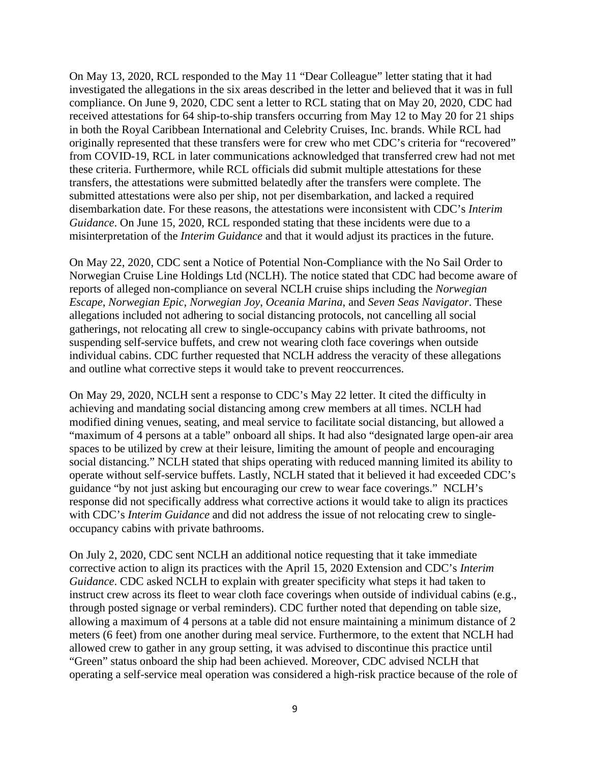On May 13, 2020, RCL responded to the May 11 "Dear Colleague" letter stating that it had investigated the allegations in the six areas described in the letter and believed that it was in full compliance. On June 9, 2020, CDC sent a letter to RCL stating that on May 20, 2020, CDC had received attestations for 64 ship-to-ship transfers occurring from May 12 to May 20 for 21 ships in both the Royal Caribbean International and Celebrity Cruises, Inc. brands. While RCL had originally represented that these transfers were for crew who met CDC's criteria for "recovered" from COVID-19, RCL in later communications acknowledged that transferred crew had not met these criteria. Furthermore, while RCL officials did submit multiple attestations for these transfers, the attestations were submitted belatedly after the transfers were complete. The submitted attestations were also per ship, not per disembarkation, and lacked a required disembarkation date. For these reasons, the attestations were inconsistent with CDC's *Interim Guidance*. On June 15, 2020, RCL responded stating that these incidents were due to a misinterpretation of the *Interim Guidance* and that it would adjust its practices in the future.

On May 22, 2020, CDC sent a Notice of Potential Non-Compliance with the No Sail Order to Norwegian Cruise Line Holdings Ltd (NCLH). The notice stated that CDC had become aware of reports of alleged non-compliance on several NCLH cruise ships including the *Norwegian Escape*, *Norwegian Epic*, *Norwegian Joy*, *Oceania Marina*, and *Seven Seas Navigator*. These allegations included not adhering to social distancing protocols, not cancelling all social gatherings, not relocating all crew to single-occupancy cabins with private bathrooms, not suspending self-service buffets, and crew not wearing cloth face coverings when outside individual cabins. CDC further requested that NCLH address the veracity of these allegations and outline what corrective steps it would take to prevent reoccurrences.

On May 29, 2020, NCLH sent a response to CDC's May 22 letter. It cited the difficulty in achieving and mandating social distancing among crew members at all times. NCLH had modified dining venues, seating, and meal service to facilitate social distancing, but allowed a "maximum of 4 persons at a table" onboard all ships. It had also "designated large open-air area spaces to be utilized by crew at their leisure, limiting the amount of people and encouraging social distancing." NCLH stated that ships operating with reduced manning limited its ability to operate without self-service buffets. Lastly, NCLH stated that it believed it had exceeded CDC's guidance "by not just asking but encouraging our crew to wear face coverings." NCLH's response did not specifically address what corrective actions it would take to align its practices with CDC's *Interim Guidance* and did not address the issue of not relocating crew to single-occupancy cabins with private bathrooms.

On July 2, 2020, CDC sent NCLH an additional notice requesting that it take immediate corrective action to align its practices with the April 15, 2020 Extension and CDC's *Interim Guidance*. CDC asked NCLH to explain with greater specificity what steps it had taken to instruct crew across its fleet to wear cloth face coverings when outside of individual cabins (e.g., through posted signage or verbal reminders). CDC further noted that depending on table size, allowing a maximum of 4 persons at a table did not ensure maintaining a minimum distance of 2 meters (6 feet) from one another during meal service. Furthermore, to the extent that NCLH had allowed crew to gather in any group setting, it was advised to discontinue this practice until "Green" status onboard the ship had been achieved. Moreover, CDC advised NCLH that operating a self-service meal operation was considered a high-risk practice because of the role of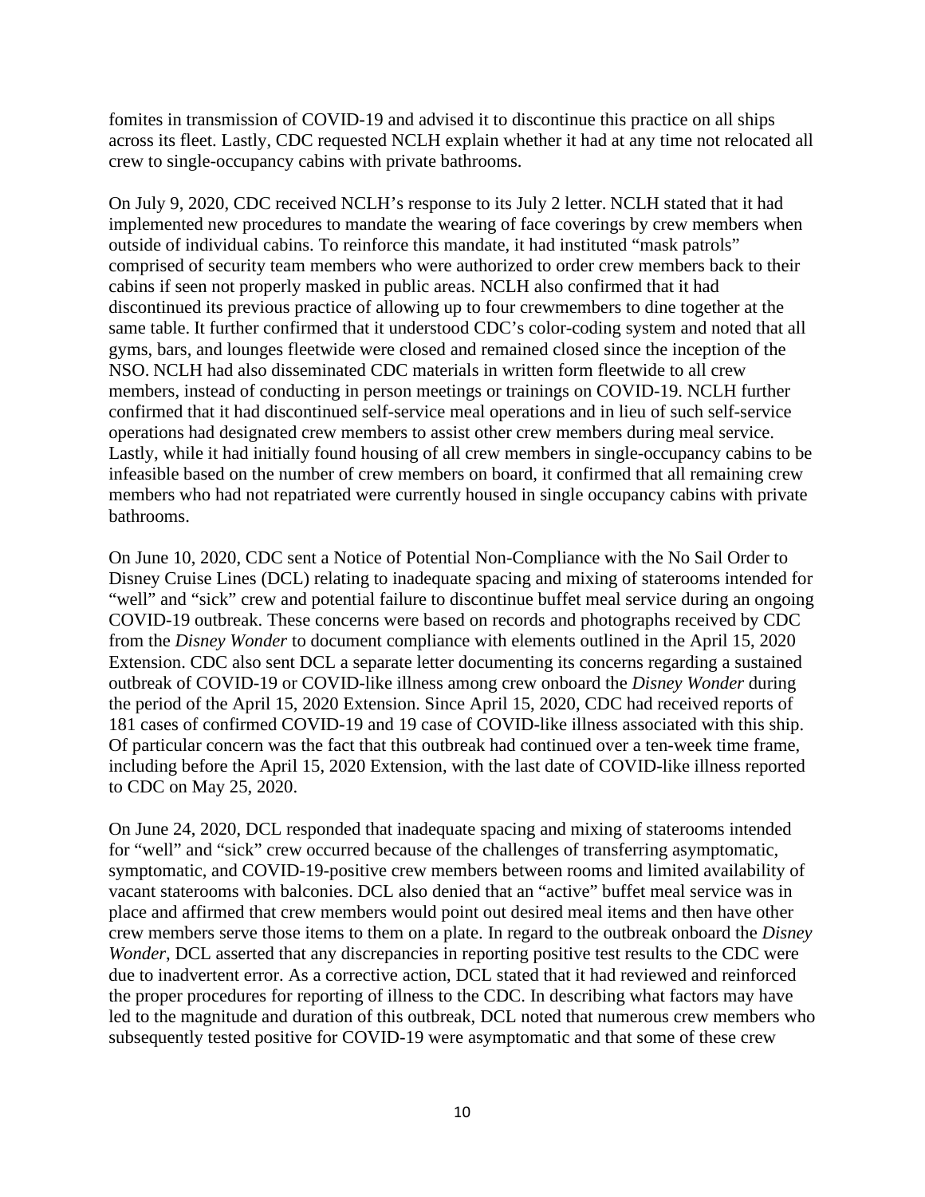fomites in transmission of COVID-19 and advised it to discontinue this practice on all ships across its fleet. Lastly, CDC requested NCLH explain whether it had at any time not relocated all crew to single-occupancy cabins with private bathrooms.

On July 9, 2020, CDC received NCLH's response to its July 2 letter. NCLH stated that it had implemented new procedures to mandate the wearing of face coverings by crew members when outside of individual cabins. To reinforce this mandate, it had instituted "mask patrols" comprised of security team members who were authorized to order crew members back to their cabins if seen not properly masked in public areas. NCLH also confirmed that it had discontinued its previous practice of allowing up to four crewmembers to dine together at the same table. It further confirmed that it understood CDC's color-coding system and noted that all gyms, bars, and lounges fleetwide were closed and remained closed since the inception of the NSO. NCLH had also disseminated CDC materials in written form fleetwide to all crew members, instead of conducting in person meetings or trainings on COVID-19. NCLH further confirmed that it had discontinued self-service meal operations and in lieu of such self-service operations had designated crew members to assist other crew members during meal service. Lastly, while it had initially found housing of all crew members in single-occupancy cabins to be infeasible based on the number of crew members on board, it confirmed that all remaining crew members who had not repatriated were currently housed in single occupancy cabins with private bathrooms.

On June 10, 2020, CDC sent a Notice of Potential Non-Compliance with the No Sail Order to Disney Cruise Lines (DCL) relating to inadequate spacing and mixing of staterooms intended for "well" and "sick" crew and potential failure to discontinue buffet meal service during an ongoing COVID-19 outbreak. These concerns were based on records and photographs received by CDC from the *Disney Wonder* to document compliance with elements outlined in the April 15, 2020 Extension. CDC also sent DCL a separate letter documenting its concerns regarding a sustained outbreak of COVID-19 or COVID-like illness among crew onboard the *Disney Wonder* during the period of the April 15, 2020 Extension. Since April 15, 2020, CDC had received reports of 181 cases of confirmed COVID-19 and 19 case of COVID-like illness associated with this ship. Of particular concern was the fact that this outbreak had continued over a ten-week time frame, including before the April 15, 2020 Extension, with the last date of COVID-like illness reported to CDC on May 25, 2020.

On June 24, 2020, DCL responded that inadequate spacing and mixing of staterooms intended for "well" and "sick" crew occurred because of the challenges of transferring asymptomatic, symptomatic, and COVID-19-positive crew members between rooms and limited availability of vacant staterooms with balconies. DCL also denied that an "active" buffet meal service was in place and affirmed that crew members would point out desired meal items and then have other crew members serve those items to them on a plate. In regard to the outbreak onboard the *Disney Wonder*, DCL asserted that any discrepancies in reporting positive test results to the CDC were due to inadvertent error. As a corrective action, DCL stated that it had reviewed and reinforced the proper procedures for reporting of illness to the CDC. In describing what factors may have led to the magnitude and duration of this outbreak, DCL noted that numerous crew members who subsequently tested positive for COVID-19 were asymptomatic and that some of these crew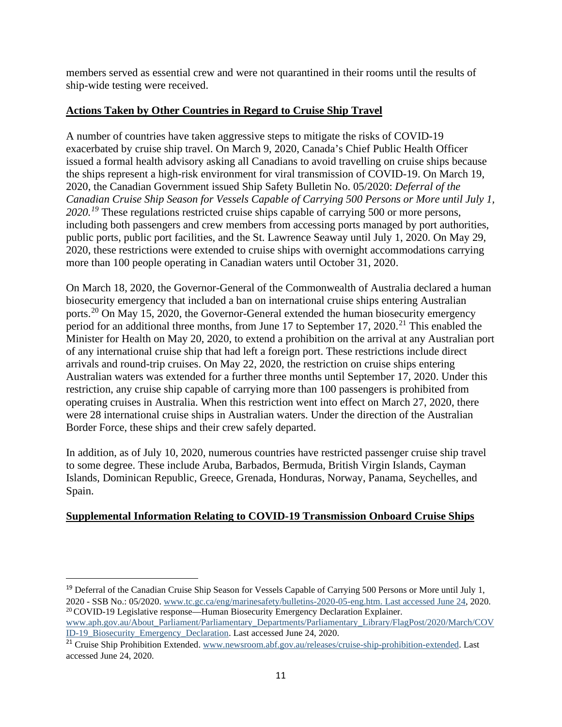members served as essential crew and were not quarantined in their rooms until the results of ship-wide testing were received.

**Actions Taken by Other Countries in Regard to Cruise Ship Travel**

A number of countries have taken aggressive steps to mitigate the risks of COVID-19 exacerbated by cruise ship travel. On March 9, 2020, Canada's Chief Public Health Officer issued a formal health advisory asking all Canadians to avoid travelling on cruise ships because the ships represent a high-risk environment for viral transmission of COVID-19. On March 19, 2020, the Canadian Government issued Ship Safety Bulletin No. 05/2020: *Deferral of the Canadian Cruise Ship Season for Vessels Capable of Carrying 500 Persons or More until July 1, 2020.*[19] These regulations restricted cruise ships capable of carrying 500 or more persons, including both passengers and crew members from accessing ports managed by port authorities, public ports, public port facilities, and the St. Lawrence Seaway until July 1, 2020. On May 29, 2020, these restrictions were extended to cruise ships with overnight accommodations carrying more than 100 people operating in Canadian waters until October 31, 2020.

On March 18, 2020, the Governor-General of the Commonwealth of Australia declared a human biosecurity emergency that included a ban on international cruise ships entering Australian ports.[20] On May 15, 2020, the Governor-General extended the human biosecurity emergency period for an additional three months, from June 17 to September 17, 2020.[21] This enabled the Minister for Health on May 20, 2020, to extend a prohibition on the arrival at any Australian port of any international cruise ship that had left a foreign port. These restrictions include direct arrivals and round-trip cruises. On May 22, 2020, the restriction on cruise ships entering Australian waters was extended for a further three months until September 17, 2020. Under this restriction, any cruise ship capable of carrying more than 100 passengers is prohibited from operating cruises in Australia. When this restriction went into effect on March 27, 2020, there were 28 international cruise ships in Australian waters. Under the direction of the Australian Border Force, these ships and their crew safely departed.

In addition, as of July 10, 2020, numerous countries have restricted passenger cruise ship travel to some degree. These include Aruba, Barbados, Bermuda, British Virgin Islands, Cayman Islands, Dominican Republic, Greece, Grenada, Honduras, Norway, Panama, Seychelles, and Spain.

**Supplemental Information Relating to COVID-19 Transmission Onboard Cruise Ships**

---

[19] Deferral of the Canadian Cruise Ship Season for Vessels Capable of Carrying 500 Persons or More until July 1, 2020 - SSB No.: 05/2020. www.tc.gc.ca/eng/marinesafety/bulletins-2020-05-eng.htm. Last accessed June 24, 2020.

[20] COVID-19 Legislative response—Human Biosecurity Emergency Declaration Explainer. www.aph.gov.au/About_Parliament/Parliamentary_Departments/Parliamentary_Library/FlagPost/2020/March/COVID-19_Biosecurity_Emergency_Declaration. Last accessed June 24, 2020.

[21] Cruise Ship Prohibition Extended. www.newsroom.abf.gov.au/releases/cruise-ship-prohibition-extended. Last accessed June 24, 2020.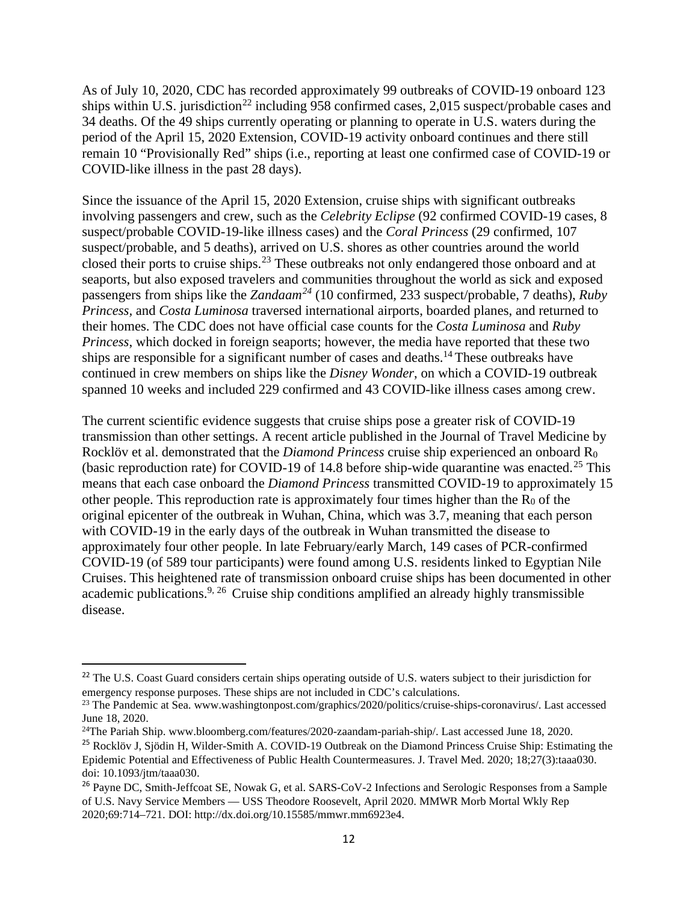As of July 10, 2020, CDC has recorded approximately 99 outbreaks of COVID-19 onboard 123 ships within U.S. jurisdiction[22] including 958 confirmed cases, 2,015 suspect/probable cases and 34 deaths. Of the 49 ships currently operating or planning to operate in U.S. waters during the period of the April 15, 2020 Extension, COVID-19 activity onboard continues and there still remain 10 "Provisionally Red" ships (i.e., reporting at least one confirmed case of COVID-19 or COVID-like illness in the past 28 days).

Since the issuance of the April 15, 2020 Extension, cruise ships with significant outbreaks involving passengers and crew, such as the *Celebrity Eclipse* (92 confirmed COVID-19 cases, 8 suspect/probable COVID-19-like illness cases) and the *Coral Princess* (29 confirmed, 107 suspect/probable, and 5 deaths), arrived on U.S. shores as other countries around the world closed their ports to cruise ships.[23] These outbreaks not only endangered those onboard and at seaports, but also exposed travelers and communities throughout the world as sick and exposed passengers from ships like the *Zandaam*[24] (10 confirmed, 233 suspect/probable, 7 deaths), *Ruby Princess,* and *Costa Luminosa* traversed international airports, boarded planes, and returned to their homes. The CDC does not have official case counts for the *Costa Luminosa* and *Ruby Princess*, which docked in foreign seaports; however, the media have reported that these two ships are responsible for a significant number of cases and deaths.[14] These outbreaks have continued in crew members on ships like the *Disney Wonder*, on which a COVID-19 outbreak spanned 10 weeks and included 229 confirmed and 43 COVID-like illness cases among crew.

The current scientific evidence suggests that cruise ships pose a greater risk of COVID-19 transmission than other settings. A recent article published in the Journal of Travel Medicine by Rocklöv et al. demonstrated that the *Diamond Princess* cruise ship experienced an onboard $R_0$ (basic reproduction rate) for COVID-19 of 14.8 before ship-wide quarantine was enacted.[25] This means that each case onboard the *Diamond Princess* transmitted COVID-19 to approximately 15 other people. This reproduction rate is approximately four times higher than the $R_0$ of the original epicenter of the outbreak in Wuhan, China, which was 3.7, meaning that each person with COVID-19 in the early days of the outbreak in Wuhan transmitted the disease to approximately four other people. In late February/early March, 149 cases of PCR-confirmed COVID-19 (of 589 tour participants) were found among U.S. residents linked to Egyptian Nile Cruises. This heightened rate of transmission onboard cruise ships has been documented in other academic publications.[9, 26] Cruise ship conditions amplified an already highly transmissible disease.

---

[22] The U.S. Coast Guard considers certain ships operating outside of U.S. waters subject to their jurisdiction for emergency response purposes. These ships are not included in CDC's calculations.

[23] The Pandemic at Sea. www.washingtonpost.com/graphics/2020/politics/cruise-ships-coronavirus/. Last accessed June 18, 2020.

[24] The Pariah Ship. www.bloomberg.com/features/2020-zaandam-pariah-ship/. Last accessed June 18, 2020.

[25] Rocklöv J, Sjödin H, Wilder-Smith A. COVID-19 Outbreak on the Diamond Princess Cruise Ship: Estimating the Epidemic Potential and Effectiveness of Public Health Countermeasures. J. Travel Med. 2020; 18;27(3):taaa030. doi: 10.1093/jtm/taaa030.

[26] Payne DC, Smith-Jeffcoat SE, Nowak G, et al. SARS-CoV-2 Infections and Serologic Responses from a Sample of U.S. Navy Service Members — USS Theodore Roosevelt, April 2020. MMWR Morb Mortal Wkly Rep 2020;69:714–721. DOI: http://dx.doi.org/10.15585/mmwr.mm6923e4.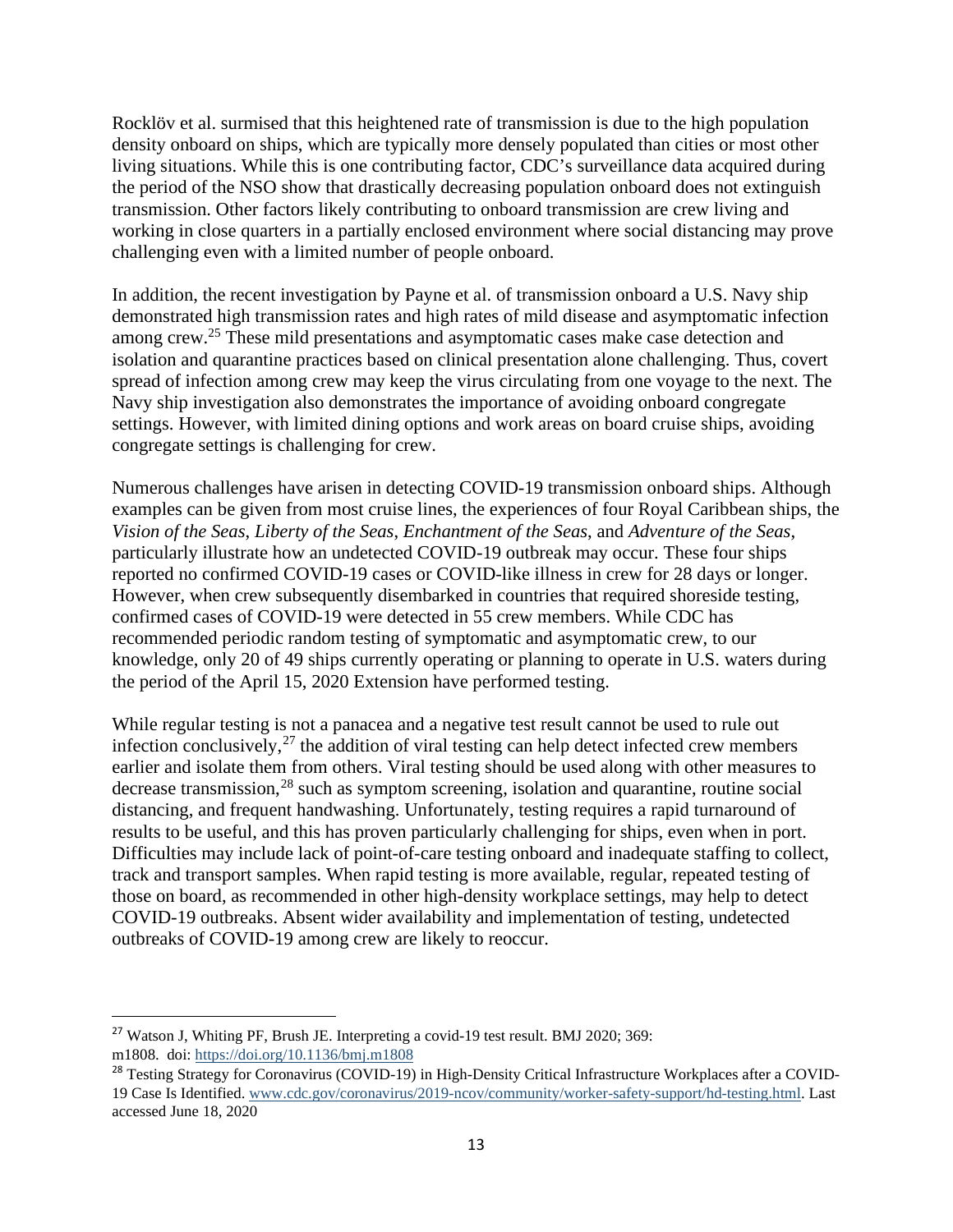Rocklöv et al. surmised that this heightened rate of transmission is due to the high population density onboard on ships, which are typically more densely populated than cities or most other living situations. While this is one contributing factor, CDC's surveillance data acquired during the period of the NSO show that drastically decreasing population onboard does not extinguish transmission. Other factors likely contributing to onboard transmission are crew living and working in close quarters in a partially enclosed environment where social distancing may prove challenging even with a limited number of people onboard.

In addition, the recent investigation by Payne et al. of transmission onboard a U.S. Navy ship demonstrated high transmission rates and high rates of mild disease and asymptomatic infection among crew.[25] These mild presentations and asymptomatic cases make case detection and isolation and quarantine practices based on clinical presentation alone challenging. Thus, covert spread of infection among crew may keep the virus circulating from one voyage to the next. The Navy ship investigation also demonstrates the importance of avoiding onboard congregate settings. However, with limited dining options and work areas on board cruise ships, avoiding congregate settings is challenging for crew.

Numerous challenges have arisen in detecting COVID-19 transmission onboard ships. Although examples can be given from most cruise lines, the experiences of four Royal Caribbean ships, the *Vision of the Seas*, *Liberty of the Seas*, *Enchantment of the Seas*, and *Adventure of the Seas*, particularly illustrate how an undetected COVID-19 outbreak may occur. These four ships reported no confirmed COVID-19 cases or COVID-like illness in crew for 28 days or longer. However, when crew subsequently disembarked in countries that required shoreside testing, confirmed cases of COVID-19 were detected in 55 crew members. While CDC has recommended periodic random testing of symptomatic and asymptomatic crew, to our knowledge, only 20 of 49 ships currently operating or planning to operate in U.S. waters during the period of the April 15, 2020 Extension have performed testing.

While regular testing is not a panacea and a negative test result cannot be used to rule out infection conclusively,[27] the addition of viral testing can help detect infected crew members earlier and isolate them from others. Viral testing should be used along with other measures to decrease transmission,[28] such as symptom screening, isolation and quarantine, routine social distancing, and frequent handwashing. Unfortunately, testing requires a rapid turnaround of results to be useful, and this has proven particularly challenging for ships, even when in port. Difficulties may include lack of point-of-care testing onboard and inadequate staffing to collect, track and transport samples. When rapid testing is more available, regular, repeated testing of those on board, as recommended in other high-density workplace settings, may help to detect COVID-19 outbreaks. Absent wider availability and implementation of testing, undetected outbreaks of COVID-19 among crew are likely to reoccur.

---

[27] Watson J, Whiting PF, Brush JE. Interpreting a covid-19 test result. BMJ 2020; 369: m1808. doi: https://doi.org/10.1136/bmj.m1808

[28] Testing Strategy for Coronavirus (COVID-19) in High-Density Critical Infrastructure Workplaces after a COVID-19 Case Is Identified. www.cdc.gov/coronavirus/2019-ncov/community/worker-safety-support/hd-testing.html. Last accessed June 18, 2020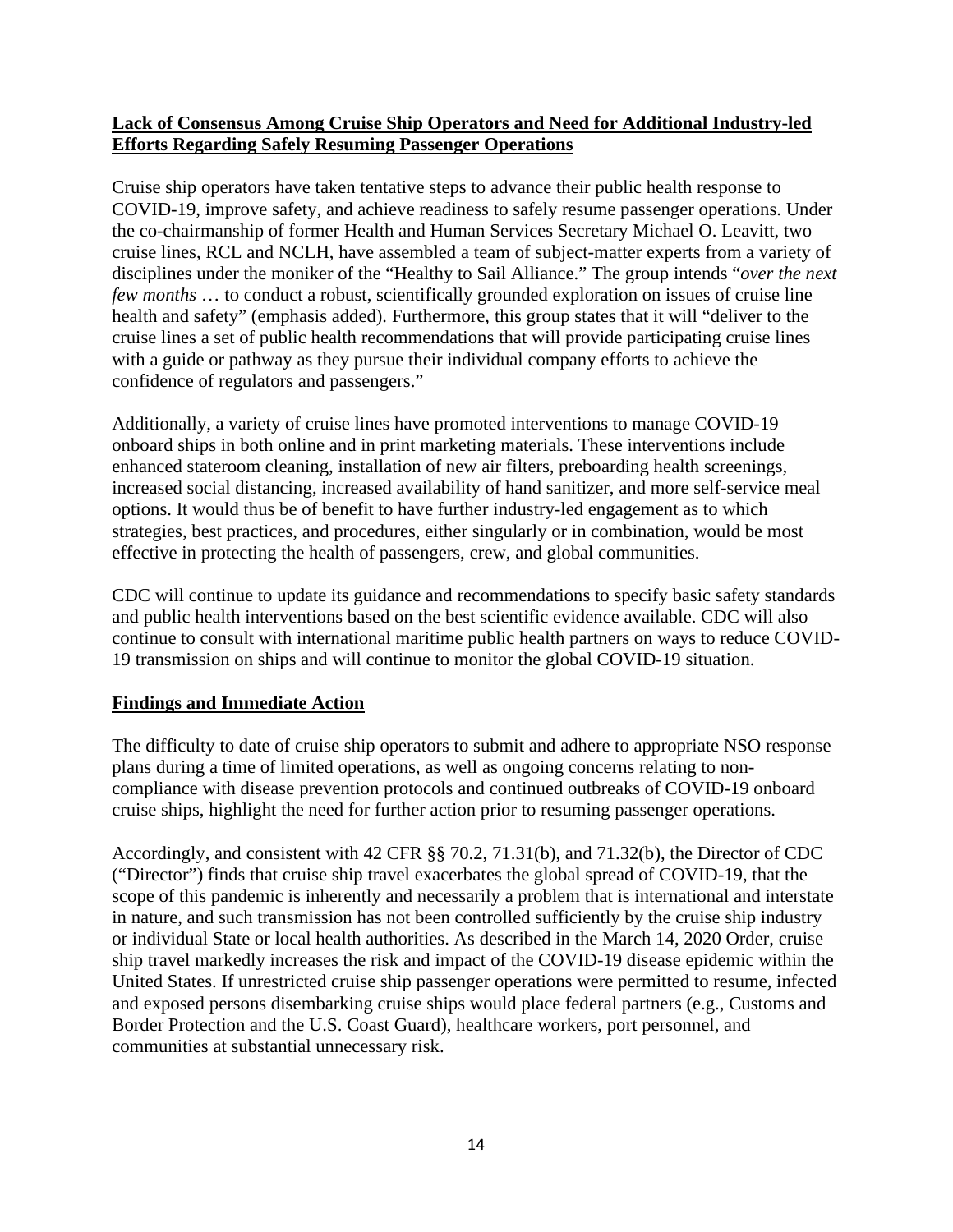**Lack of Consensus Among Cruise Ship Operators and Need for Additional Industry-led Efforts Regarding Safely Resuming Passenger Operations**

Cruise ship operators have taken tentative steps to advance their public health response to COVID-19, improve safety, and achieve readiness to safely resume passenger operations. Under the co-chairmanship of former Health and Human Services Secretary Michael O. Leavitt, two cruise lines, RCL and NCLH, have assembled a team of subject-matter experts from a variety of disciplines under the moniker of the "Healthy to Sail Alliance." The group intends "*over the next few months* … to conduct a robust, scientifically grounded exploration on issues of cruise line health and safety" (emphasis added). Furthermore, this group states that it will "deliver to the cruise lines a set of public health recommendations that will provide participating cruise lines with a guide or pathway as they pursue their individual company efforts to achieve the confidence of regulators and passengers."

Additionally, a variety of cruise lines have promoted interventions to manage COVID-19 onboard ships in both online and in print marketing materials. These interventions include enhanced stateroom cleaning, installation of new air filters, preboarding health screenings, increased social distancing, increased availability of hand sanitizer, and more self-service meal options. It would thus be of benefit to have further industry-led engagement as to which strategies, best practices, and procedures, either singularly or in combination, would be most effective in protecting the health of passengers, crew, and global communities.

CDC will continue to update its guidance and recommendations to specify basic safety standards and public health interventions based on the best scientific evidence available. CDC will also continue to consult with international maritime public health partners on ways to reduce COVID-19 transmission on ships and will continue to monitor the global COVID-19 situation.

**Findings and Immediate Action**

The difficulty to date of cruise ship operators to submit and adhere to appropriate NSO response plans during a time of limited operations, as well as ongoing concerns relating to non-compliance with disease prevention protocols and continued outbreaks of COVID-19 onboard cruise ships, highlight the need for further action prior to resuming passenger operations.

Accordingly, and consistent with 42 CFR §§ 70.2, 71.31(b), and 71.32(b), the Director of CDC ("Director") finds that cruise ship travel exacerbates the global spread of COVID-19, that the scope of this pandemic is inherently and necessarily a problem that is international and interstate in nature, and such transmission has not been controlled sufficiently by the cruise ship industry or individual State or local health authorities. As described in the March 14, 2020 Order, cruise ship travel markedly increases the risk and impact of the COVID-19 disease epidemic within the United States. If unrestricted cruise ship passenger operations were permitted to resume, infected and exposed persons disembarking cruise ships would place federal partners (e.g., Customs and Border Protection and the U.S. Coast Guard), healthcare workers, port personnel, and communities at substantial unnecessary risk.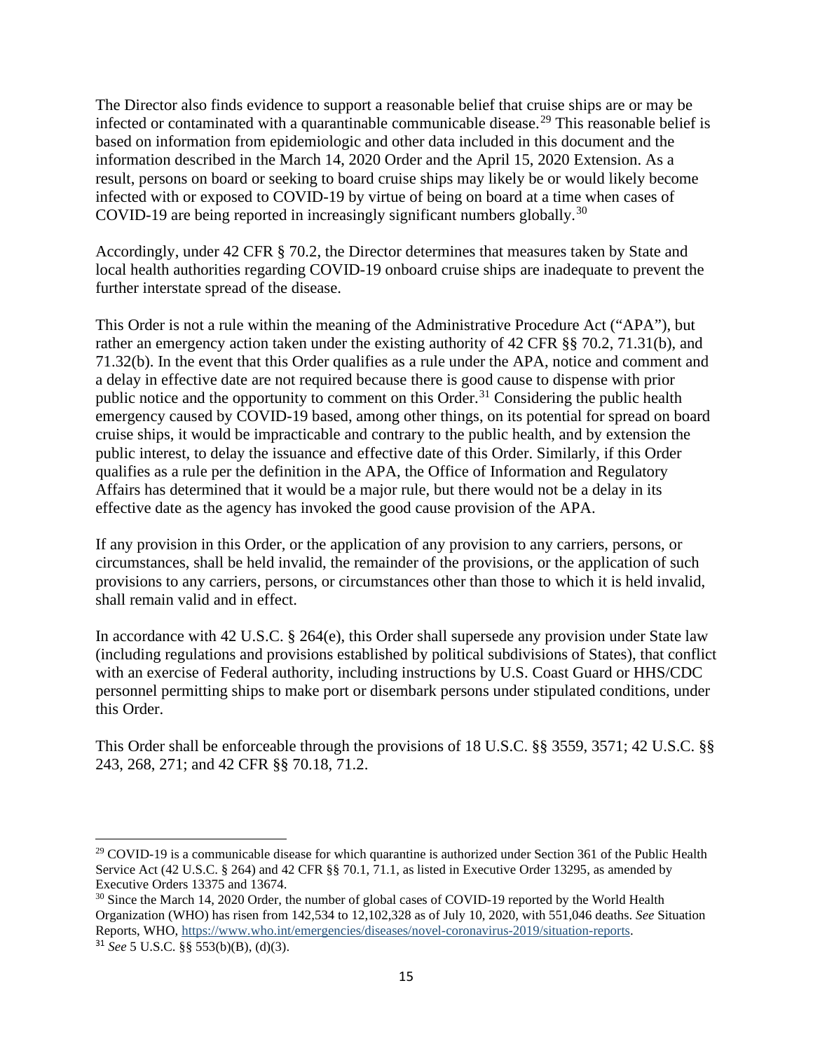The Director also finds evidence to support a reasonable belief that cruise ships are or may be infected or contaminated with a quarantinable communicable disease.[29] This reasonable belief is based on information from epidemiologic and other data included in this document and the information described in the March 14, 2020 Order and the April 15, 2020 Extension. As a result, persons on board or seeking to board cruise ships may likely be or would likely become infected with or exposed to COVID-19 by virtue of being on board at a time when cases of COVID-19 are being reported in increasingly significant numbers globally.[30]

Accordingly, under 42 CFR § 70.2, the Director determines that measures taken by State and local health authorities regarding COVID-19 onboard cruise ships are inadequate to prevent the further interstate spread of the disease.

This Order is not a rule within the meaning of the Administrative Procedure Act ("APA"), but rather an emergency action taken under the existing authority of 42 CFR §§ 70.2, 71.31(b), and 71.32(b). In the event that this Order qualifies as a rule under the APA, notice and comment and a delay in effective date are not required because there is good cause to dispense with prior public notice and the opportunity to comment on this Order.[31] Considering the public health emergency caused by COVID-19 based, among other things, on its potential for spread on board cruise ships, it would be impracticable and contrary to the public health, and by extension the public interest, to delay the issuance and effective date of this Order. Similarly, if this Order qualifies as a rule per the definition in the APA, the Office of Information and Regulatory Affairs has determined that it would be a major rule, but there would not be a delay in its effective date as the agency has invoked the good cause provision of the APA.

If any provision in this Order, or the application of any provision to any carriers, persons, or circumstances, shall be held invalid, the remainder of the provisions, or the application of such provisions to any carriers, persons, or circumstances other than those to which it is held invalid, shall remain valid and in effect.

In accordance with 42 U.S.C. § 264(e), this Order shall supersede any provision under State law (including regulations and provisions established by political subdivisions of States), that conflict with an exercise of Federal authority, including instructions by U.S. Coast Guard or HHS/CDC personnel permitting ships to make port or disembark persons under stipulated conditions, under this Order.

This Order shall be enforceable through the provisions of 18 U.S.C. §§ 3559, 3571; 42 U.S.C. §§ 243, 268, 271; and 42 CFR §§ 70.18, 71.2.

---

[29] COVID-19 is a communicable disease for which quarantine is authorized under Section 361 of the Public Health Service Act (42 U.S.C. § 264) and 42 CFR §§ 70.1, 71.1, as listed in Executive Order 13295, as amended by Executive Orders 13375 and 13674.

[30] Since the March 14, 2020 Order, the number of global cases of COVID-19 reported by the World Health Organization (WHO) has risen from 142,534 to 12,102,328 as of July 10, 2020, with 551,046 deaths. *See* Situation Reports, WHO, https://www.who.int/emergencies/diseases/novel-coronavirus-2019/situation-reports.

[31] *See* 5 U.S.C. §§ 553(b)(B), (d)(3).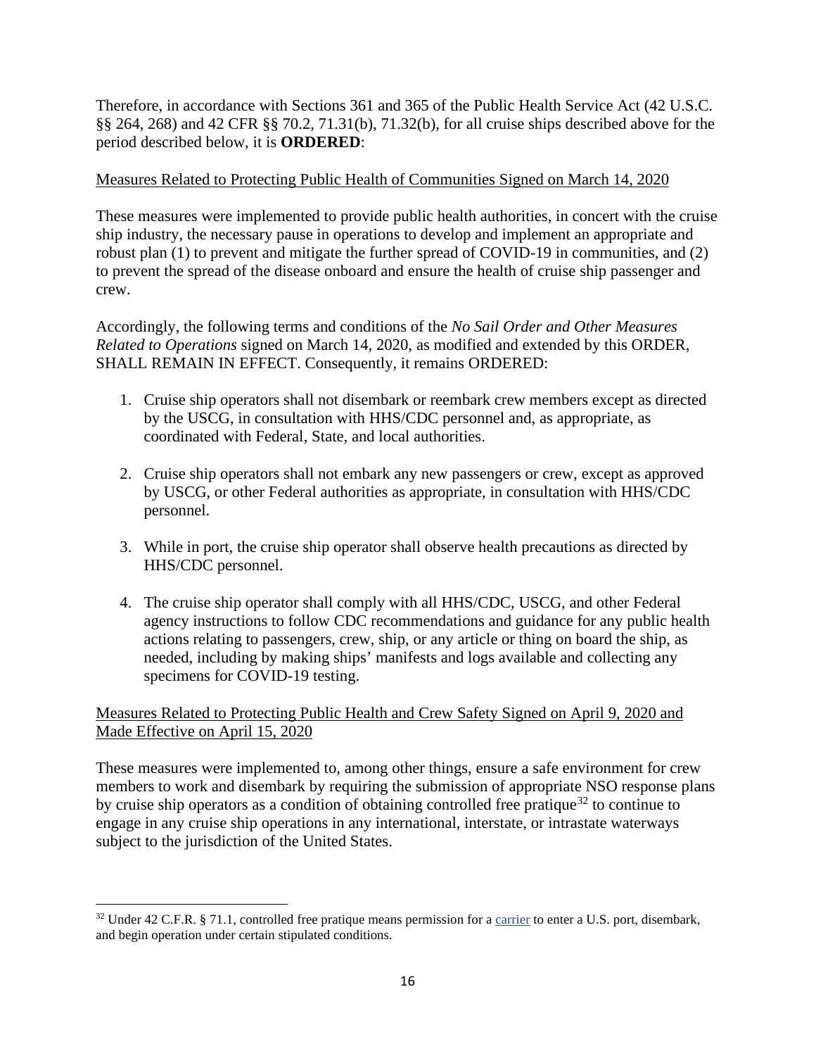Therefore, in accordance with Sections 361 and 365 of the Public Health Service Act (42 U.S.C. §§ 264, 268) and 42 CFR §§ 70.2, 71.31(b), 71.32(b), for all cruise ships described above for the period described below, it is **ORDERED**:

Measures Related to Protecting Public Health of Communities Signed on March 14, 2020

These measures were implemented to provide public health authorities, in concert with the cruise ship industry, the necessary pause in operations to develop and implement an appropriate and robust plan (1) to prevent and mitigate the further spread of COVID-19 in communities, and (2) to prevent the spread of the disease onboard and ensure the health of cruise ship passenger and crew.

Accordingly, the following terms and conditions of the *No Sail Order and Other Measures Related to Operations* signed on March 14, 2020, as modified and extended by this ORDER, SHALL REMAIN IN EFFECT. Consequently, it remains ORDERED:

1. Cruise ship operators shall not disembark or reembark crew members except as directed by the USCG, in consultation with HHS/CDC personnel and, as appropriate, as coordinated with Federal, State, and local authorities.

2. Cruise ship operators shall not embark any new passengers or crew, except as approved by USCG, or other Federal authorities as appropriate, in consultation with HHS/CDC personnel.

3. While in port, the cruise ship operator shall observe health precautions as directed by HHS/CDC personnel.

4. The cruise ship operator shall comply with all HHS/CDC, USCG, and other Federal agency instructions to follow CDC recommendations and guidance for any public health actions relating to passengers, crew, ship, or any article or thing on board the ship, as needed, including by making ships' manifests and logs available and collecting any specimens for COVID-19 testing.

Measures Related to Protecting Public Health and Crew Safety Signed on April 9, 2020 and Made Effective on April 15, 2020

These measures were implemented to, among other things, ensure a safe environment for crew members to work and disembark by requiring the submission of appropriate NSO response plans by cruise ship operators as a condition of obtaining controlled free pratique[32] to continue to engage in any cruise ship operations in any international, interstate, or intrastate waterways subject to the jurisdiction of the United States.

[32] Under 42 C.F.R. § 71.1, controlled free pratique means permission for a carrier to enter a U.S. port, disembark, and begin operation under certain stipulated conditions.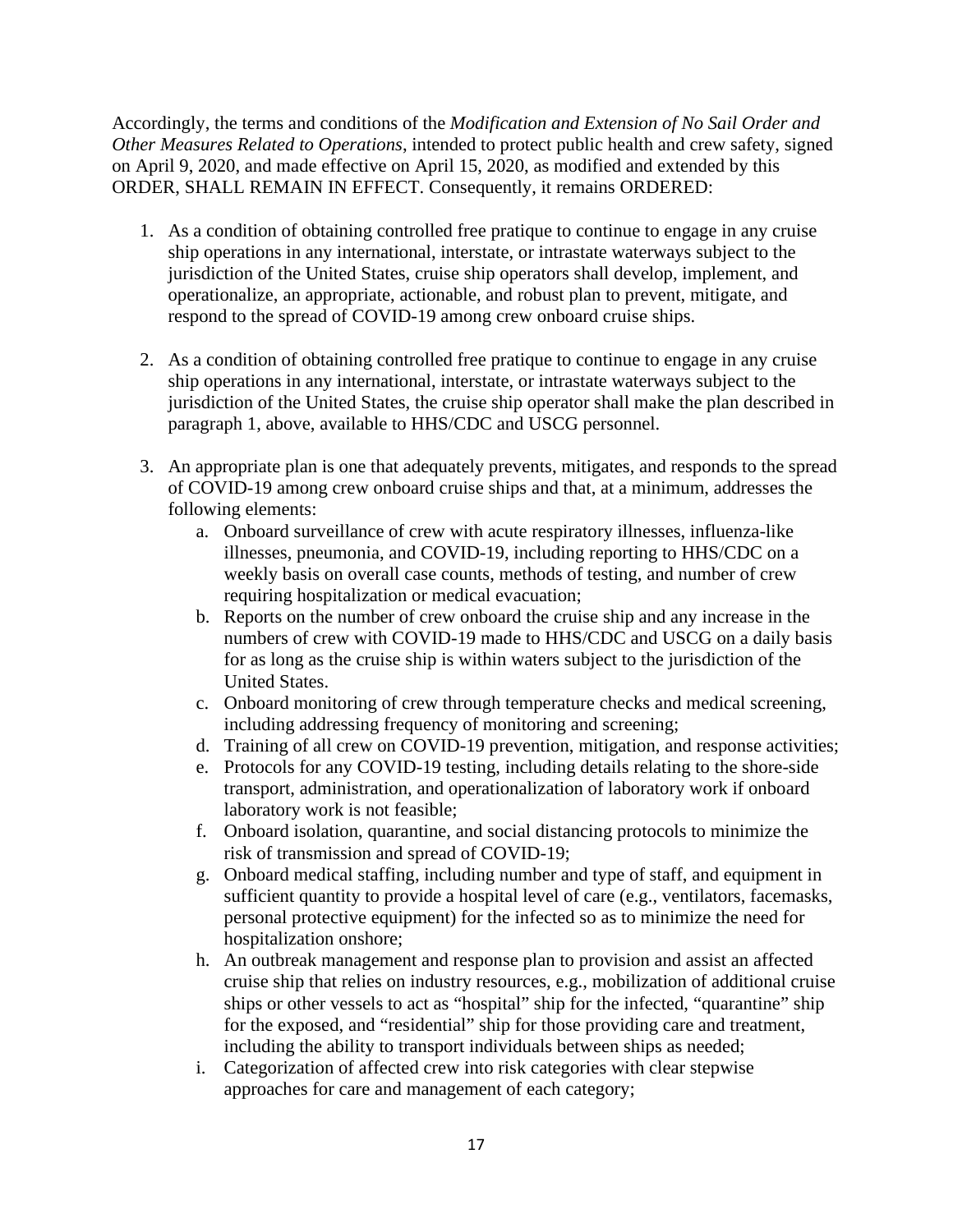Accordingly, the terms and conditions of the *Modification and Extension of No Sail Order and Other Measures Related to Operations*, intended to protect public health and crew safety, signed on April 9, 2020, and made effective on April 15, 2020, as modified and extended by this ORDER, SHALL REMAIN IN EFFECT. Consequently, it remains ORDERED:

1. As a condition of obtaining controlled free pratique to continue to engage in any cruise ship operations in any international, interstate, or intrastate waterways subject to the jurisdiction of the United States, cruise ship operators shall develop, implement, and operationalize, an appropriate, actionable, and robust plan to prevent, mitigate, and respond to the spread of COVID-19 among crew onboard cruise ships.

2. As a condition of obtaining controlled free pratique to continue to engage in any cruise ship operations in any international, interstate, or intrastate waterways subject to the jurisdiction of the United States, the cruise ship operator shall make the plan described in paragraph 1, above, available to HHS/CDC and USCG personnel.

3. An appropriate plan is one that adequately prevents, mitigates, and responds to the spread of COVID-19 among crew onboard cruise ships and that, at a minimum, addresses the following elements:
   a. Onboard surveillance of crew with acute respiratory illnesses, influenza-like illnesses, pneumonia, and COVID-19, including reporting to HHS/CDC on a weekly basis on overall case counts, methods of testing, and number of crew requiring hospitalization or medical evacuation;
   b. Reports on the number of crew onboard the cruise ship and any increase in the numbers of crew with COVID-19 made to HHS/CDC and USCG on a daily basis for as long as the cruise ship is within waters subject to the jurisdiction of the United States.
   c. Onboard monitoring of crew through temperature checks and medical screening, including addressing frequency of monitoring and screening;
   d. Training of all crew on COVID-19 prevention, mitigation, and response activities;
   e. Protocols for any COVID-19 testing, including details relating to the shore-side transport, administration, and operationalization of laboratory work if onboard laboratory work is not feasible;
   f. Onboard isolation, quarantine, and social distancing protocols to minimize the risk of transmission and spread of COVID-19;
   g. Onboard medical staffing, including number and type of staff, and equipment in sufficient quantity to provide a hospital level of care (e.g., ventilators, facemasks, personal protective equipment) for the infected so as to minimize the need for hospitalization onshore;
   h. An outbreak management and response plan to provision and assist an affected cruise ship that relies on industry resources, e.g., mobilization of additional cruise ships or other vessels to act as "hospital" ship for the infected, "quarantine" ship for the exposed, and "residential" ship for those providing care and treatment, including the ability to transport individuals between ships as needed;
   i. Categorization of affected crew into risk categories with clear stepwise approaches for care and management of each category;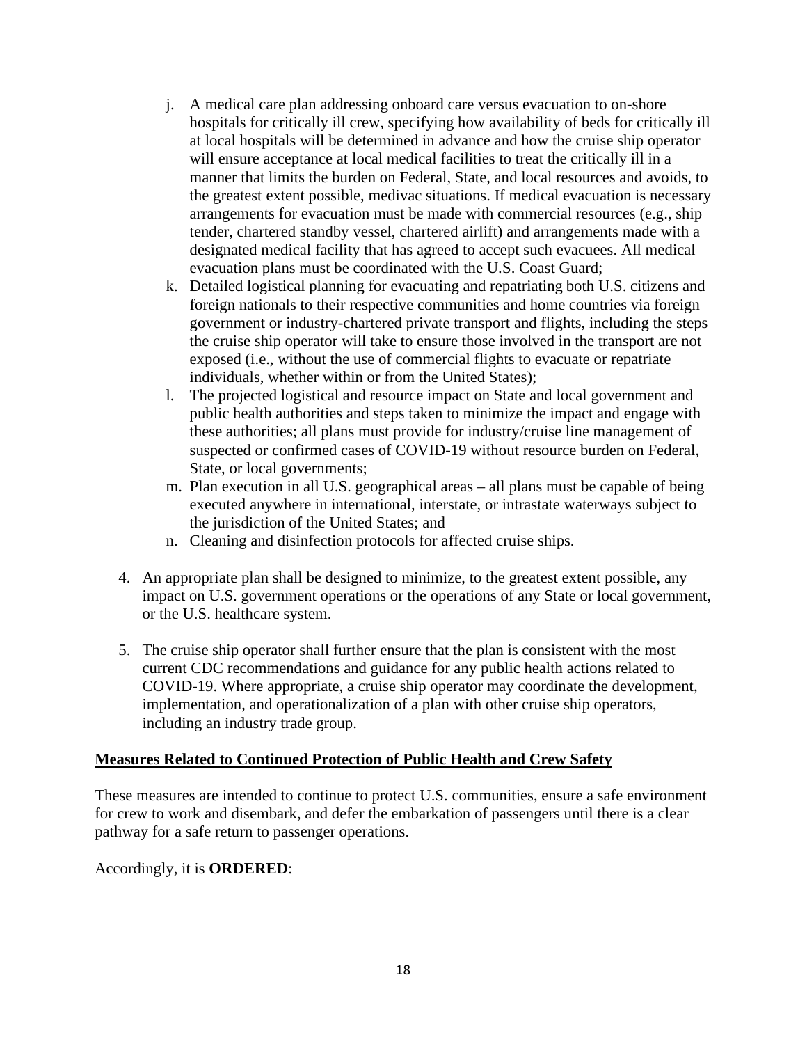j. A medical care plan addressing onboard care versus evacuation to on-shore hospitals for critically ill crew, specifying how availability of beds for critically ill at local hospitals will be determined in advance and how the cruise ship operator will ensure acceptance at local medical facilities to treat the critically ill in a manner that limits the burden on Federal, State, and local resources and avoids, to the greatest extent possible, medivac situations. If medical evacuation is necessary arrangements for evacuation must be made with commercial resources (e.g., ship tender, chartered standby vessel, chartered airlift) and arrangements made with a designated medical facility that has agreed to accept such evacuees. All medical evacuation plans must be coordinated with the U.S. Coast Guard;

k. Detailed logistical planning for evacuating and repatriating both U.S. citizens and foreign nationals to their respective communities and home countries via foreign government or industry-chartered private transport and flights, including the steps the cruise ship operator will take to ensure those involved in the transport are not exposed (i.e., without the use of commercial flights to evacuate or repatriate individuals, whether within or from the United States);

l. The projected logistical and resource impact on State and local government and public health authorities and steps taken to minimize the impact and engage with these authorities; all plans must provide for industry/cruise line management of suspected or confirmed cases of COVID-19 without resource burden on Federal, State, or local governments;

m. Plan execution in all U.S. geographical areas – all plans must be capable of being executed anywhere in international, interstate, or intrastate waterways subject to the jurisdiction of the United States; and

n. Cleaning and disinfection protocols for affected cruise ships.

4. An appropriate plan shall be designed to minimize, to the greatest extent possible, any impact on U.S. government operations or the operations of any State or local government, or the U.S. healthcare system.

5. The cruise ship operator shall further ensure that the plan is consistent with the most current CDC recommendations and guidance for any public health actions related to COVID-19. Where appropriate, a cruise ship operator may coordinate the development, implementation, and operationalization of a plan with other cruise ship operators, including an industry trade group.

**Measures Related to Continued Protection of Public Health and Crew Safety**

These measures are intended to continue to protect U.S. communities, ensure a safe environment for crew to work and disembark, and defer the embarkation of passengers until there is a clear pathway for a safe return to passenger operations.

Accordingly, it is **ORDERED**: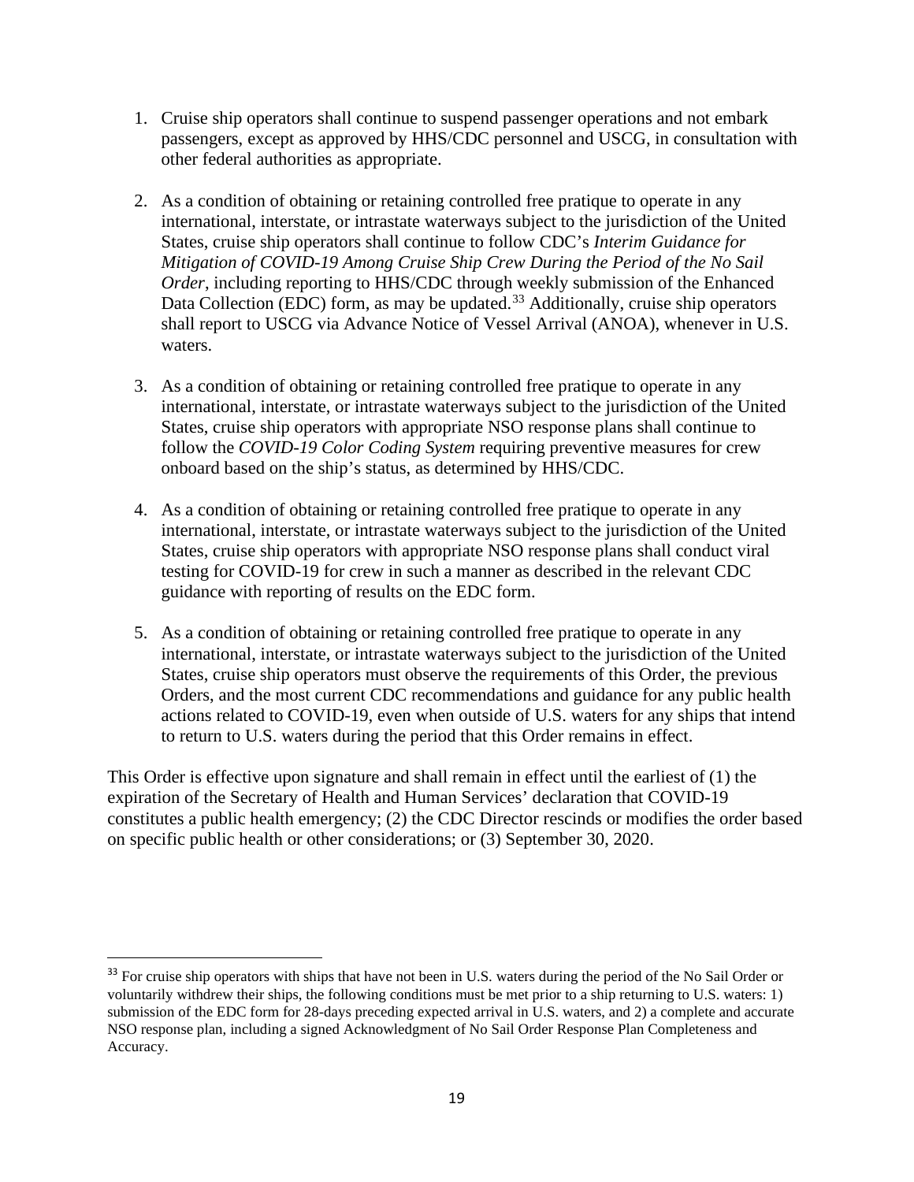1. Cruise ship operators shall continue to suspend passenger operations and not embark passengers, except as approved by HHS/CDC personnel and USCG, in consultation with other federal authorities as appropriate.

2. As a condition of obtaining or retaining controlled free pratique to operate in any international, interstate, or intrastate waterways subject to the jurisdiction of the United States, cruise ship operators shall continue to follow CDC's *Interim Guidance for Mitigation of COVID-19 Among Cruise Ship Crew During the Period of the No Sail Order*, including reporting to HHS/CDC through weekly submission of the Enhanced Data Collection (EDC) form, as may be updated.[33] Additionally, cruise ship operators shall report to USCG via Advance Notice of Vessel Arrival (ANOA), whenever in U.S. waters.

3. As a condition of obtaining or retaining controlled free pratique to operate in any international, interstate, or intrastate waterways subject to the jurisdiction of the United States, cruise ship operators with appropriate NSO response plans shall continue to follow the *COVID-19 Color Coding System* requiring preventive measures for crew onboard based on the ship's status, as determined by HHS/CDC.

4. As a condition of obtaining or retaining controlled free pratique to operate in any international, interstate, or intrastate waterways subject to the jurisdiction of the United States, cruise ship operators with appropriate NSO response plans shall conduct viral testing for COVID-19 for crew in such a manner as described in the relevant CDC guidance with reporting of results on the EDC form.

5. As a condition of obtaining or retaining controlled free pratique to operate in any international, interstate, or intrastate waterways subject to the jurisdiction of the United States, cruise ship operators must observe the requirements of this Order, the previous Orders, and the most current CDC recommendations and guidance for any public health actions related to COVID-19, even when outside of U.S. waters for any ships that intend to return to U.S. waters during the period that this Order remains in effect.

This Order is effective upon signature and shall remain in effect until the earliest of (1) the expiration of the Secretary of Health and Human Services' declaration that COVID-19 constitutes a public health emergency; (2) the CDC Director rescinds or modifies the order based on specific public health or other considerations; or (3) September 30, 2020.

---

[33] For cruise ship operators with ships that have not been in U.S. waters during the period of the No Sail Order or voluntarily withdrew their ships, the following conditions must be met prior to a ship returning to U.S. waters: 1) submission of the EDC form for 28-days preceding expected arrival in U.S. waters, and 2) a complete and accurate NSO response plan, including a signed Acknowledgment of No Sail Order Response Plan Completeness and Accuracy.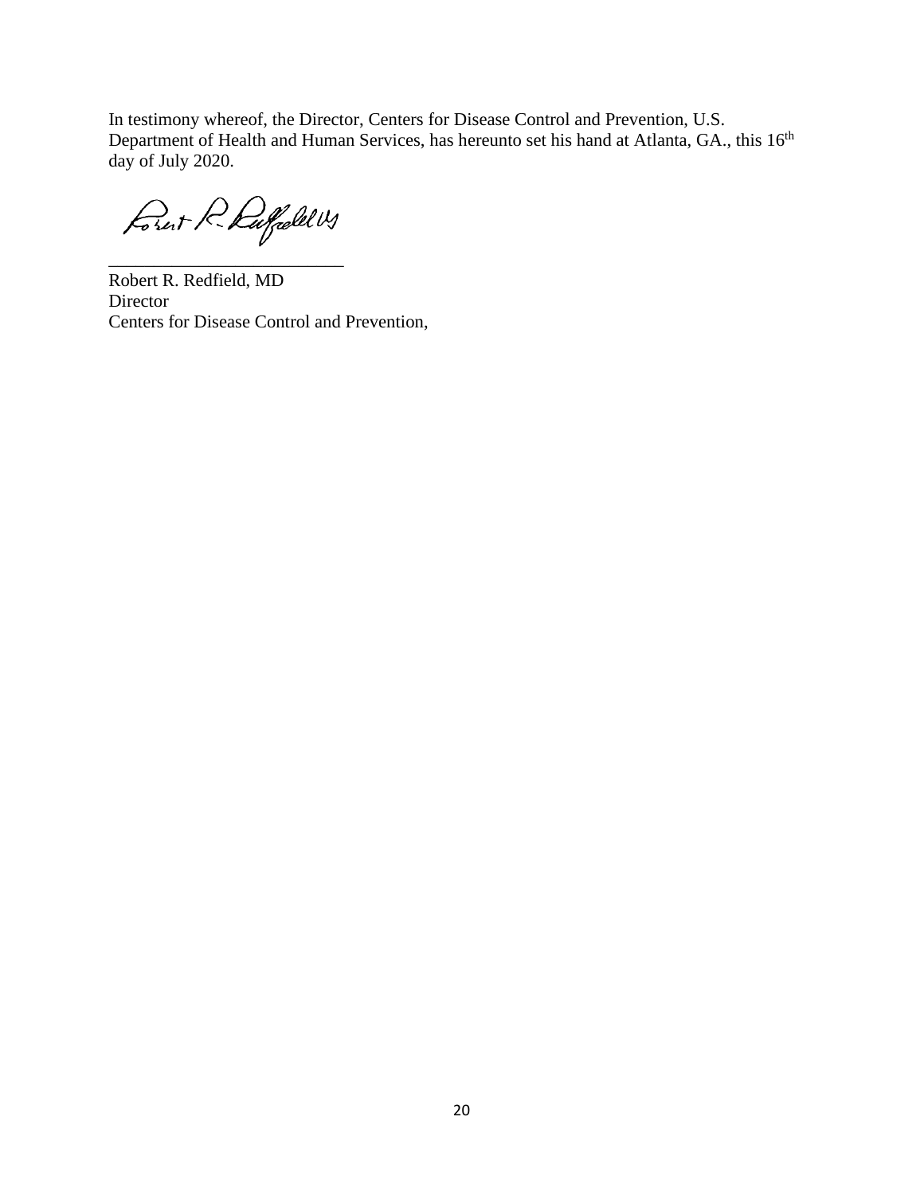In testimony whereof, the Director, Centers for Disease Control and Prevention, U.S. Department of Health and Human Services, has hereunto set his hand at Atlanta, GA., this 16th day of July 2020.

\_\_\_\_\_\_\_\_\_\_\_\_\_\_\_\_\_\_\_\_\_\_\_\_\_\_

Robert R. Redfield, MD
Director
Centers for Disease Control and Prevention,